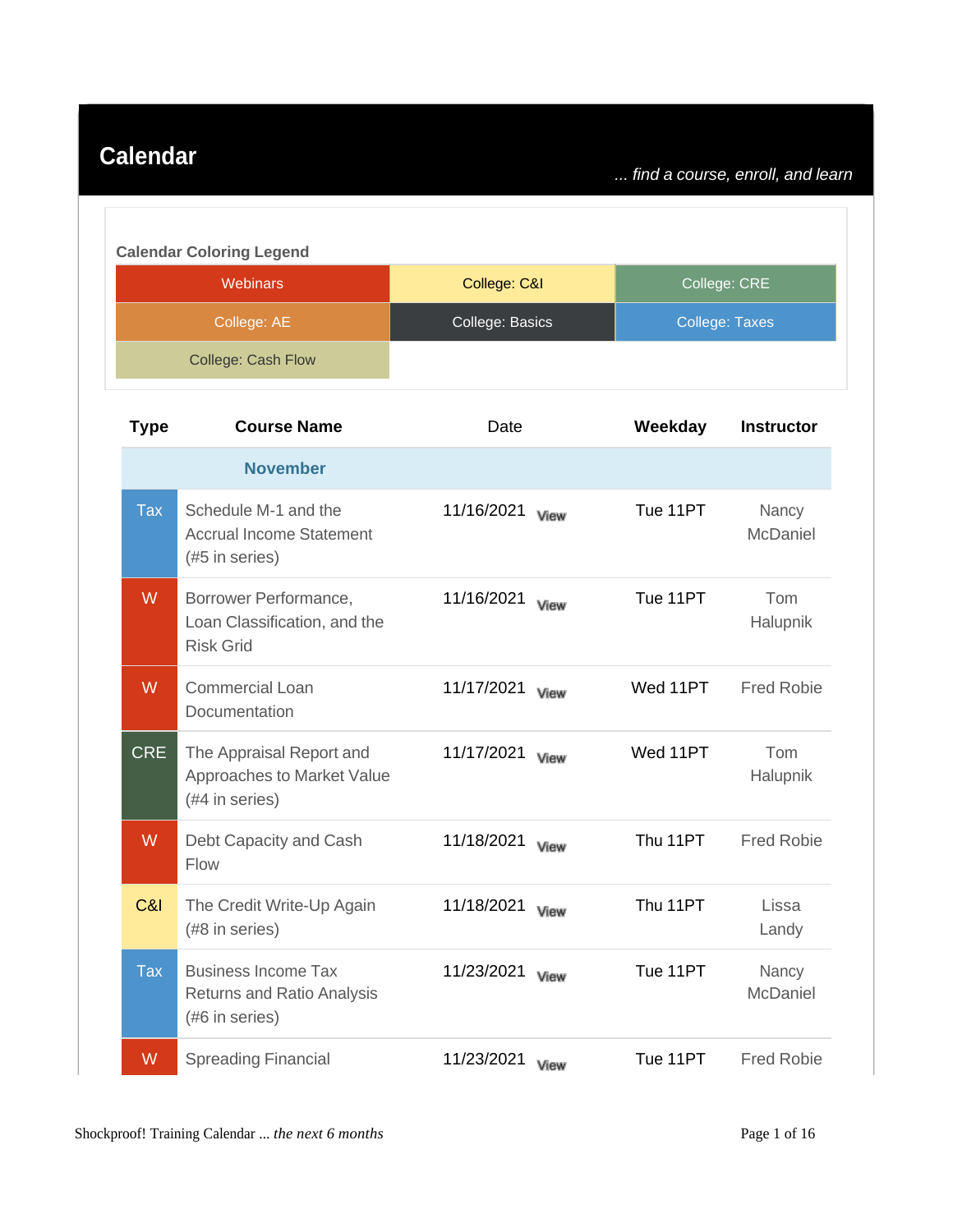# Calendar

*... find a course, enroll, and learn*

**Calendar Coloring Legend**

| | | |
|---|---|---|
| Webinars | College: C&I | College: CRE |
| College: AE | College: Basics | College: Taxes |
| College: Cash Flow | | |

| Type | Course Name | Date | Weekday | Instructor |
|---|---|---|---|---|
| | **November** | | | |
| Tax | Schedule M-1 and the Accrual Income Statement (#5 in series) | 11/16/2021 View | Tue 11PT | Nancy McDaniel |
| W | Borrower Performance, Loan Classification, and the Risk Grid | 11/16/2021 View | Tue 11PT | Tom Halupnik |
| W | Commercial Loan Documentation | 11/17/2021 View | Wed 11PT | Fred Robie |
| CRE | The Appraisal Report and Approaches to Market Value (#4 in series) | 11/17/2021 View | Wed 11PT | Tom Halupnik |
| W | Debt Capacity and Cash Flow | 11/18/2021 View | Thu 11PT | Fred Robie |
| C&I | The Credit Write-Up Again (#8 in series) | 11/18/2021 View | Thu 11PT | Lissa Landy |
| Tax | Business Income Tax Returns and Ratio Analysis (#6 in series) | 11/23/2021 View | Tue 11PT | Nancy McDaniel |
| W | Spreading Financial | 11/23/2021 View | Tue 11PT | Fred Robie |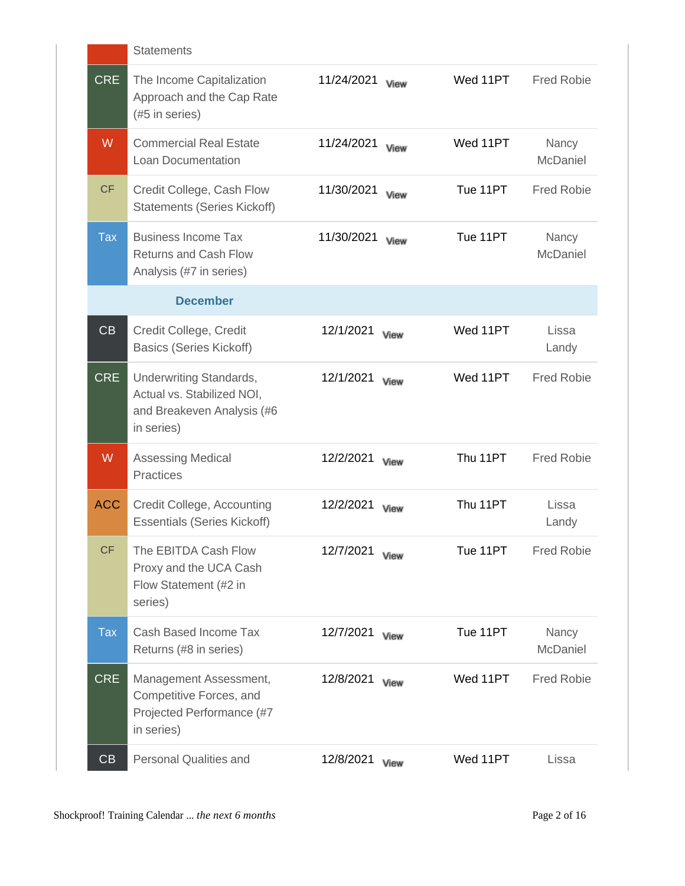| | | | | | |
|---|---|---|---|---|---|
| | Statements | | | | |
| CRE | The Income Capitalization Approach and the Cap Rate (#5 in series) | 11/24/2021 | View | Wed 11PT | Fred Robie |
| W | Commercial Real Estate Loan Documentation | 11/24/2021 | View | Wed 11PT | Nancy McDaniel |
| CF | Credit College, Cash Flow Statements (Series Kickoff) | 11/30/2021 | View | Tue 11PT | Fred Robie |
| Tax | Business Income Tax Returns and Cash Flow Analysis (#7 in series) | 11/30/2021 | View | Tue 11PT | Nancy McDaniel |
| | **December** | | | | |
| CB | Credit College, Credit Basics (Series Kickoff) | 12/1/2021 | View | Wed 11PT | Lissa Landy |
| CRE | Underwriting Standards, Actual vs. Stabilized NOI, and Breakeven Analysis (#6 in series) | 12/1/2021 | View | Wed 11PT | Fred Robie |
| W | Assessing Medical Practices | 12/2/2021 | View | Thu 11PT | Fred Robie |
| ACC | Credit College, Accounting Essentials (Series Kickoff) | 12/2/2021 | View | Thu 11PT | Lissa Landy |
| CF | The EBITDA Cash Flow Proxy and the UCA Cash Flow Statement (#2 in series) | 12/7/2021 | View | Tue 11PT | Fred Robie |
| Tax | Cash Based Income Tax Returns (#8 in series) | 12/7/2021 | View | Tue 11PT | Nancy McDaniel |
| CRE | Management Assessment, Competitive Forces, and Projected Performance (#7 in series) | 12/8/2021 | View | Wed 11PT | Fred Robie |
| CB | Personal Qualities and | 12/8/2021 | View | Wed 11PT | Lissa |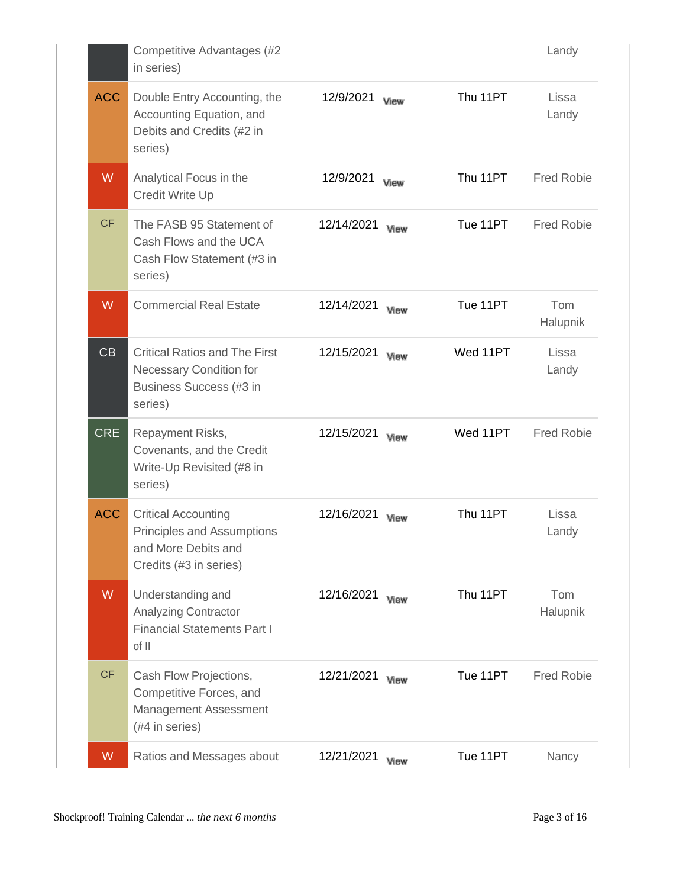| | | | | | |
|---|---|---|---|---|---|
| | Competitive Advantages (#2 in series) | | | | Landy |
| ACC | Double Entry Accounting, the Accounting Equation, and Debits and Credits (#2 in series) | 12/9/2021 | View | Thu 11PT | Lissa Landy |
| W | Analytical Focus in the Credit Write Up | 12/9/2021 | View | Thu 11PT | Fred Robie |
| CF | The FASB 95 Statement of Cash Flows and the UCA Cash Flow Statement (#3 in series) | 12/14/2021 | View | Tue 11PT | Fred Robie |
| W | Commercial Real Estate | 12/14/2021 | View | Tue 11PT | Tom Halupnik |
| CB | Critical Ratios and The First Necessary Condition for Business Success (#3 in series) | 12/15/2021 | View | Wed 11PT | Lissa Landy |
| CRE | Repayment Risks, Covenants, and the Credit Write-Up Revisited (#8 in series) | 12/15/2021 | View | Wed 11PT | Fred Robie |
| ACC | Critical Accounting Principles and Assumptions and More Debits and Credits (#3 in series) | 12/16/2021 | View | Thu 11PT | Lissa Landy |
| W | Understanding and Analyzing Contractor Financial Statements Part I of II | 12/16/2021 | View | Thu 11PT | Tom Halupnik |
| CF | Cash Flow Projections, Competitive Forces, and Management Assessment (#4 in series) | 12/21/2021 | View | Tue 11PT | Fred Robie |
| W | Ratios and Messages about | 12/21/2021 | View | Tue 11PT | Nancy |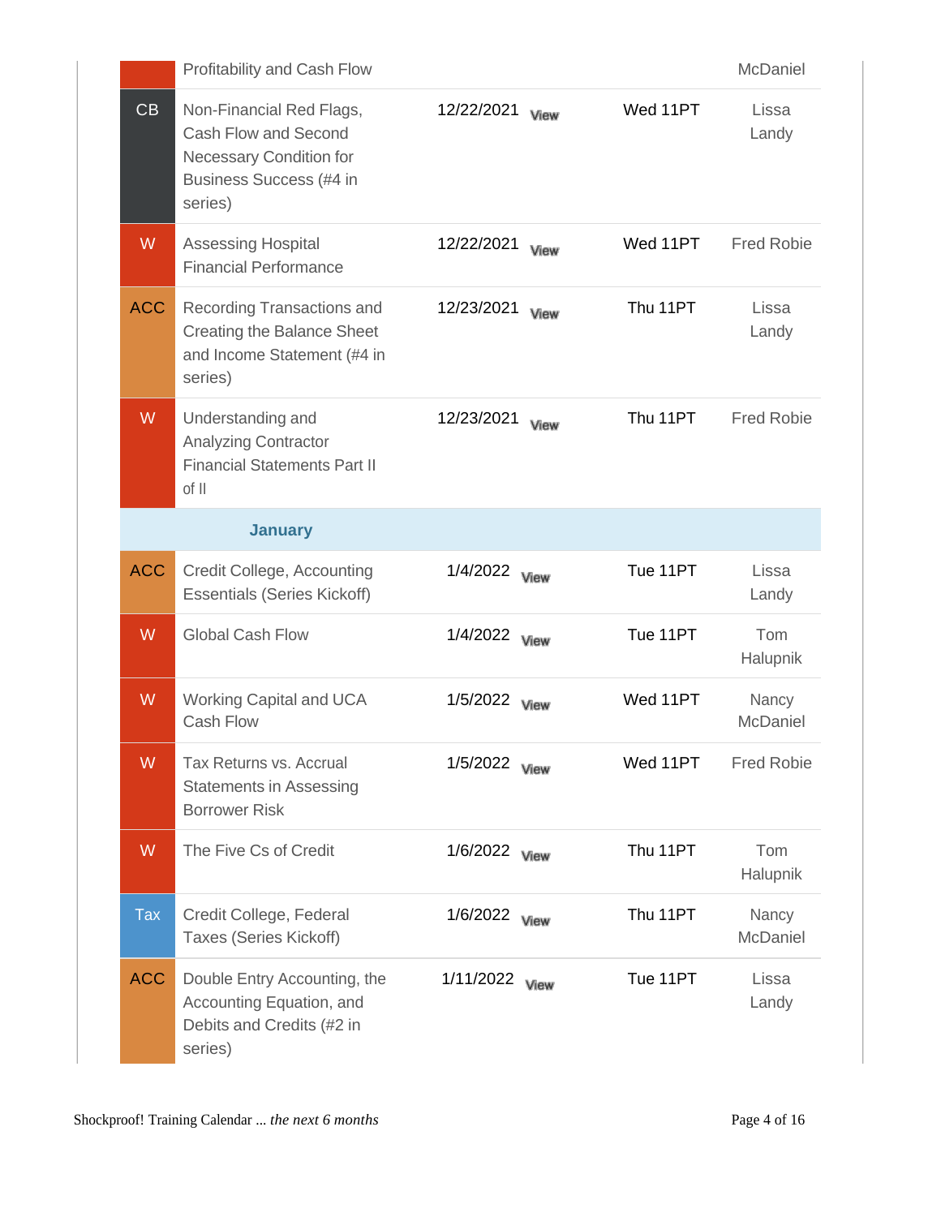| | | | | | |
|---|---|---|---|---|---|
| | Profitability and Cash Flow | | | | McDaniel |
| CB | Non-Financial Red Flags, Cash Flow and Second Necessary Condition for Business Success (#4 in series) | 12/22/2021 | View | Wed 11PT | Lissa Landy |
| W | Assessing Hospital Financial Performance | 12/22/2021 | View | Wed 11PT | Fred Robie |
| ACC | Recording Transactions and Creating the Balance Sheet and Income Statement (#4 in series) | 12/23/2021 | View | Thu 11PT | Lissa Landy |
| W | Understanding and Analyzing Contractor Financial Statements Part II of II | 12/23/2021 | View | Thu 11PT | Fred Robie |
| | **January** | | | | |
| ACC | Credit College, Accounting Essentials (Series Kickoff) | 1/4/2022 | View | Tue 11PT | Lissa Landy |
| W | Global Cash Flow | 1/4/2022 | View | Tue 11PT | Tom Halupnik |
| W | Working Capital and UCA Cash Flow | 1/5/2022 | View | Wed 11PT | Nancy McDaniel |
| W | Tax Returns vs. Accrual Statements in Assessing Borrower Risk | 1/5/2022 | View | Wed 11PT | Fred Robie |
| W | The Five Cs of Credit | 1/6/2022 | View | Thu 11PT | Tom Halupnik |
| Tax | Credit College, Federal Taxes (Series Kickoff) | 1/6/2022 | View | Thu 11PT | Nancy McDaniel |
| ACC | Double Entry Accounting, the Accounting Equation, and Debits and Credits (#2 in series) | 1/11/2022 | View | Tue 11PT | Lissa Landy |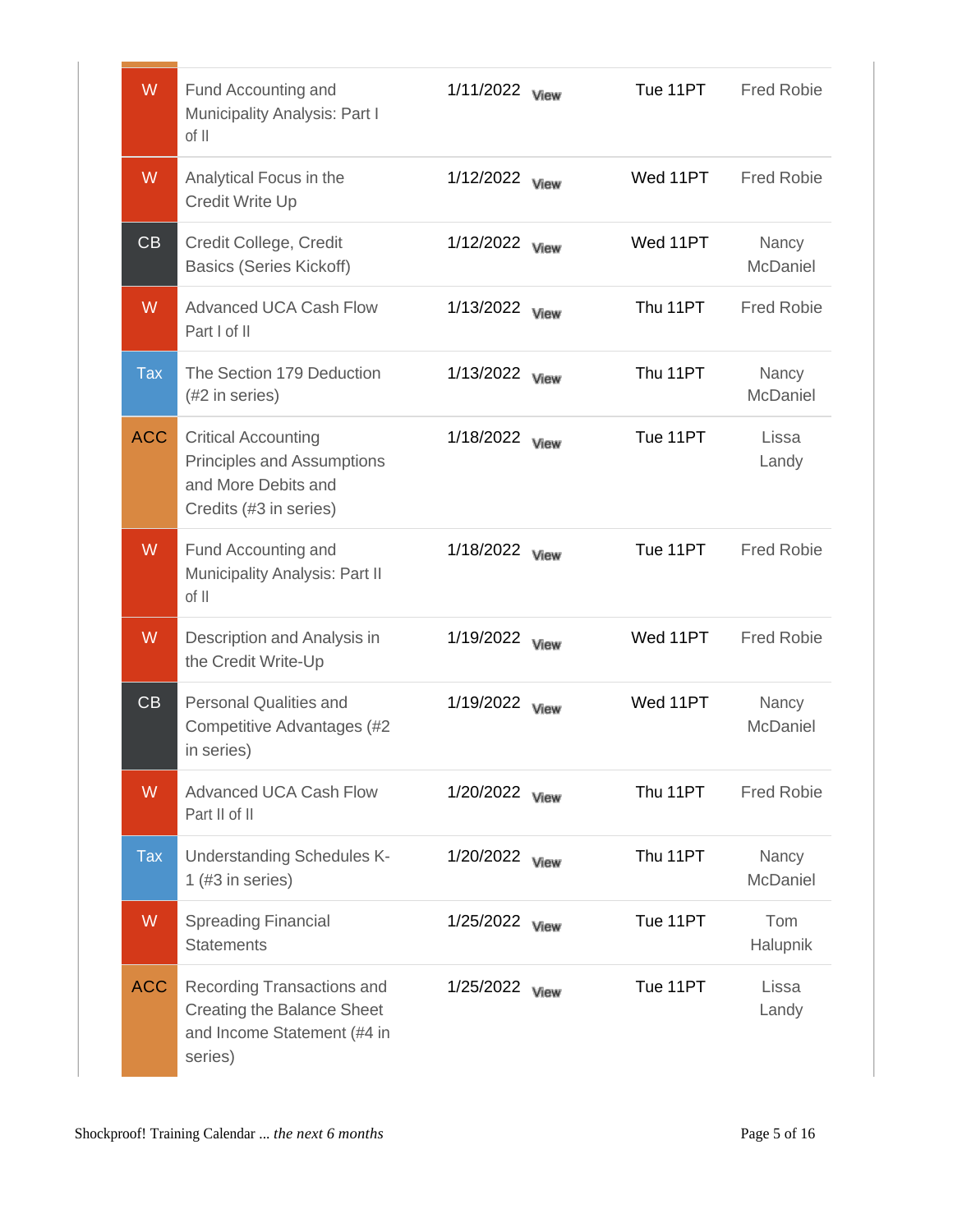| | | | | | |
|---|---|---|---|---|---|
| W | Fund Accounting and Municipality Analysis: Part I of II | 1/11/2022 | View | Tue 11PT | Fred Robie |
| W | Analytical Focus in the Credit Write Up | 1/12/2022 | View | Wed 11PT | Fred Robie |
| CB | Credit College, Credit Basics (Series Kickoff) | 1/12/2022 | View | Wed 11PT | Nancy McDaniel |
| W | Advanced UCA Cash Flow Part I of II | 1/13/2022 | View | Thu 11PT | Fred Robie |
| Tax | The Section 179 Deduction (#2 in series) | 1/13/2022 | View | Thu 11PT | Nancy McDaniel |
| ACC | Critical Accounting Principles and Assumptions and More Debits and Credits (#3 in series) | 1/18/2022 | View | Tue 11PT | Lissa Landy |
| W | Fund Accounting and Municipality Analysis: Part II of II | 1/18/2022 | View | Tue 11PT | Fred Robie |
| W | Description and Analysis in the Credit Write-Up | 1/19/2022 | View | Wed 11PT | Fred Robie |
| CB | Personal Qualities and Competitive Advantages (#2 in series) | 1/19/2022 | View | Wed 11PT | Nancy McDaniel |
| W | Advanced UCA Cash Flow Part II of II | 1/20/2022 | View | Thu 11PT | Fred Robie |
| Tax | Understanding Schedules K-1 (#3 in series) | 1/20/2022 | View | Thu 11PT | Nancy McDaniel |
| W | Spreading Financial Statements | 1/25/2022 | View | Tue 11PT | Tom Halupnik |
| ACC | Recording Transactions and Creating the Balance Sheet and Income Statement (#4 in series) | 1/25/2022 | View | Tue 11PT | Lissa Landy |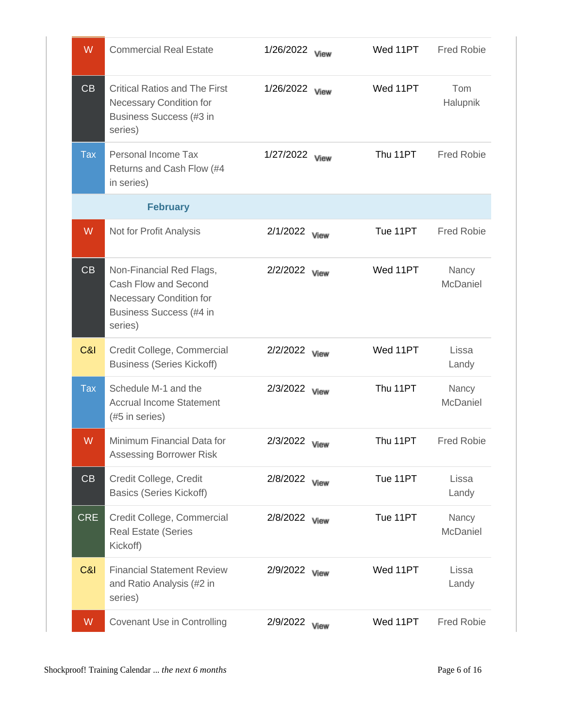| | | | | | |
|---|---|---|---|---|---|
| W | Commercial Real Estate | 1/26/2022 | View | Wed 11PT | Fred Robie |
| CB | Critical Ratios and The First Necessary Condition for Business Success (#3 in series) | 1/26/2022 | View | Wed 11PT | Tom Halupnik |
| Tax | Personal Income Tax Returns and Cash Flow (#4 in series) | 1/27/2022 | View | Thu 11PT | Fred Robie |
| | **February** | | | | |
| W | Not for Profit Analysis | 2/1/2022 | View | Tue 11PT | Fred Robie |
| CB | Non-Financial Red Flags, Cash Flow and Second Necessary Condition for Business Success (#4 in series) | 2/2/2022 | View | Wed 11PT | Nancy McDaniel |
| C&I | Credit College, Commercial Business (Series Kickoff) | 2/2/2022 | View | Wed 11PT | Lissa Landy |
| Tax | Schedule M-1 and the Accrual Income Statement (#5 in series) | 2/3/2022 | View | Thu 11PT | Nancy McDaniel |
| W | Minimum Financial Data for Assessing Borrower Risk | 2/3/2022 | View | Thu 11PT | Fred Robie |
| CB | Credit College, Credit Basics (Series Kickoff) | 2/8/2022 | View | Tue 11PT | Lissa Landy |
| CRE | Credit College, Commercial Real Estate (Series Kickoff) | 2/8/2022 | View | Tue 11PT | Nancy McDaniel |
| C&I | Financial Statement Review and Ratio Analysis (#2 in series) | 2/9/2022 | View | Wed 11PT | Lissa Landy |
| W | Covenant Use in Controlling | 2/9/2022 | View | Wed 11PT | Fred Robie |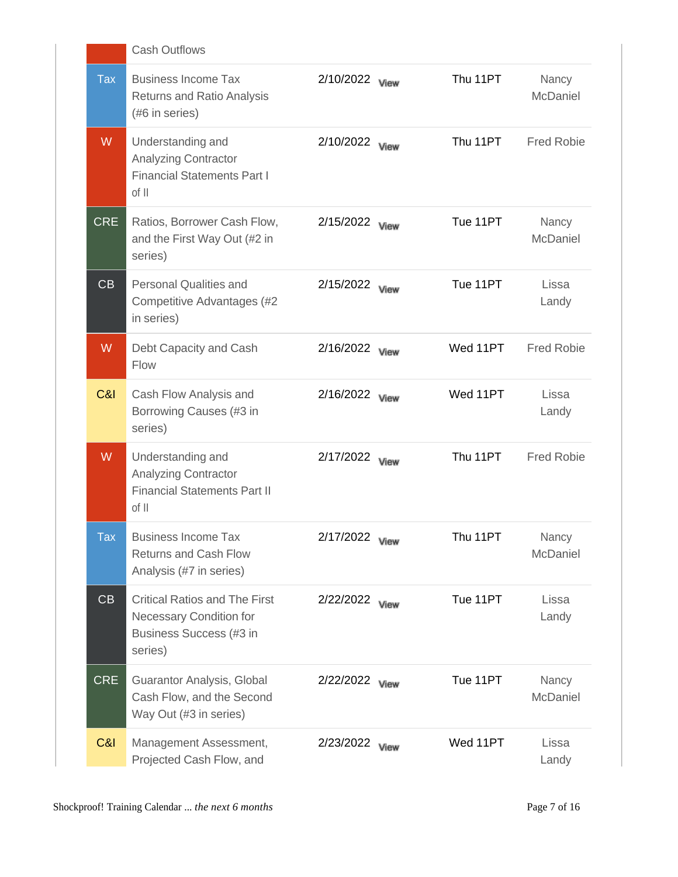| | | | | | |
|---|---|---|---|---|---|
| | Cash Outflows | | | | |
| Tax | Business Income Tax Returns and Ratio Analysis (#6 in series) | 2/10/2022 | View | Thu 11PT | Nancy McDaniel |
| W | Understanding and Analyzing Contractor Financial Statements Part I of II | 2/10/2022 | View | Thu 11PT | Fred Robie |
| CRE | Ratios, Borrower Cash Flow, and the First Way Out (#2 in series) | 2/15/2022 | View | Tue 11PT | Nancy McDaniel |
| CB | Personal Qualities and Competitive Advantages (#2 in series) | 2/15/2022 | View | Tue 11PT | Lissa Landy |
| W | Debt Capacity and Cash Flow | 2/16/2022 | View | Wed 11PT | Fred Robie |
| C&I | Cash Flow Analysis and Borrowing Causes (#3 in series) | 2/16/2022 | View | Wed 11PT | Lissa Landy |
| W | Understanding and Analyzing Contractor Financial Statements Part II of II | 2/17/2022 | View | Thu 11PT | Fred Robie |
| Tax | Business Income Tax Returns and Cash Flow Analysis (#7 in series) | 2/17/2022 | View | Thu 11PT | Nancy McDaniel |
| CB | Critical Ratios and The First Necessary Condition for Business Success (#3 in series) | 2/22/2022 | View | Tue 11PT | Lissa Landy |
| CRE | Guarantor Analysis, Global Cash Flow, and the Second Way Out (#3 in series) | 2/22/2022 | View | Tue 11PT | Nancy McDaniel |
| C&I | Management Assessment, Projected Cash Flow, and | 2/23/2022 | View | Wed 11PT | Lissa Landy |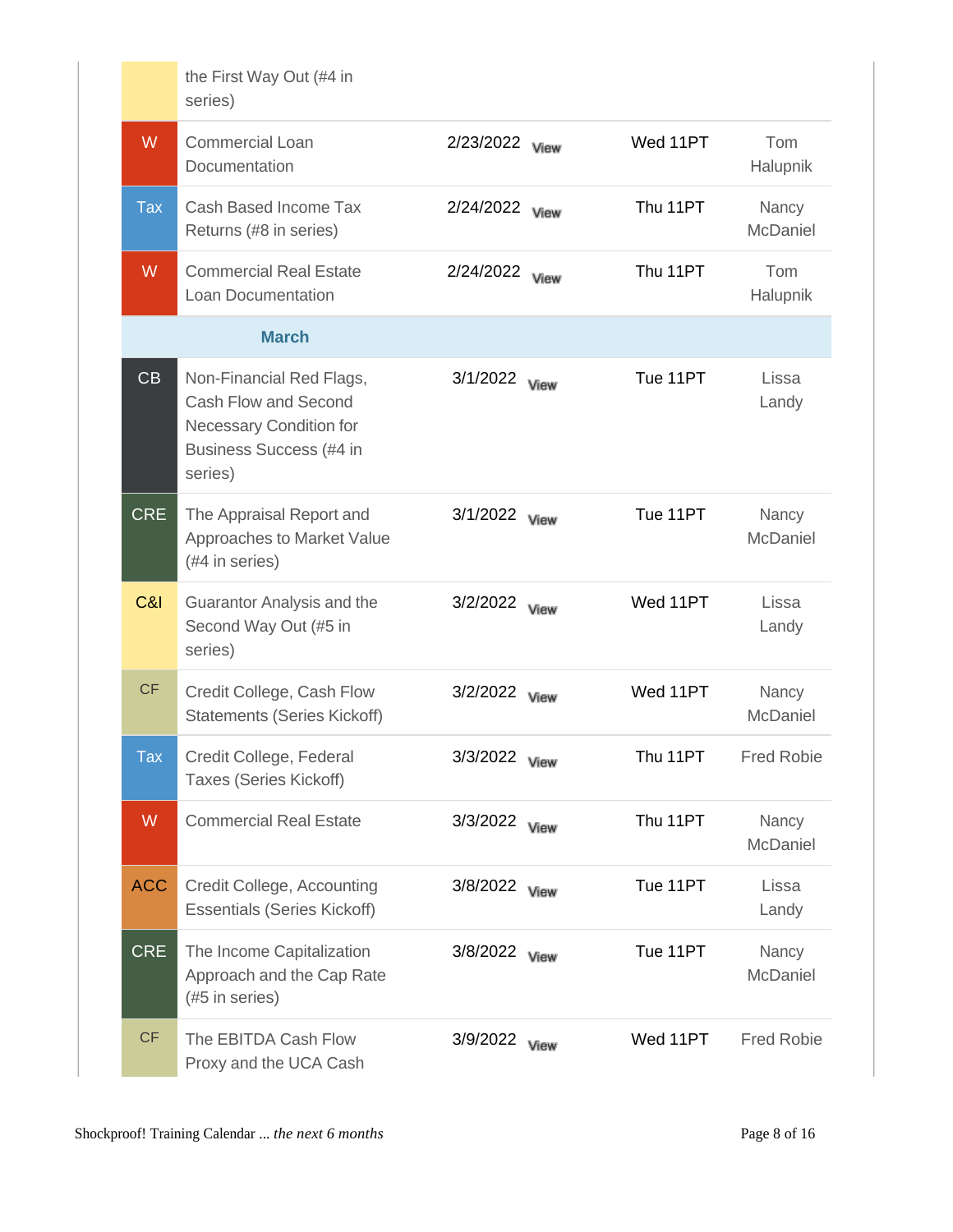| | | | | | |
|---|---|---|---|---|---|
| | the First Way Out (#4 in series) | | | | |
| W | Commercial Loan Documentation | 2/23/2022 | View | Wed 11PT | Tom Halupnik |
| Tax | Cash Based Income Tax Returns (#8 in series) | 2/24/2022 | View | Thu 11PT | Nancy McDaniel |
| W | Commercial Real Estate Loan Documentation | 2/24/2022 | View | Thu 11PT | Tom Halupnik |
| | **March** | | | | |
| CB | Non-Financial Red Flags, Cash Flow and Second Necessary Condition for Business Success (#4 in series) | 3/1/2022 | View | Tue 11PT | Lissa Landy |
| CRE | The Appraisal Report and Approaches to Market Value (#4 in series) | 3/1/2022 | View | Tue 11PT | Nancy McDaniel |
| C&I | Guarantor Analysis and the Second Way Out (#5 in series) | 3/2/2022 | View | Wed 11PT | Lissa Landy |
| CF | Credit College, Cash Flow Statements (Series Kickoff) | 3/2/2022 | View | Wed 11PT | Nancy McDaniel |
| Tax | Credit College, Federal Taxes (Series Kickoff) | 3/3/2022 | View | Thu 11PT | Fred Robie |
| W | Commercial Real Estate | 3/3/2022 | View | Thu 11PT | Nancy McDaniel |
| ACC | Credit College, Accounting Essentials (Series Kickoff) | 3/8/2022 | View | Tue 11PT | Lissa Landy |
| CRE | The Income Capitalization Approach and the Cap Rate (#5 in series) | 3/8/2022 | View | Tue 11PT | Nancy McDaniel |
| CF | The EBITDA Cash Flow Proxy and the UCA Cash | 3/9/2022 | View | Wed 11PT | Fred Robie |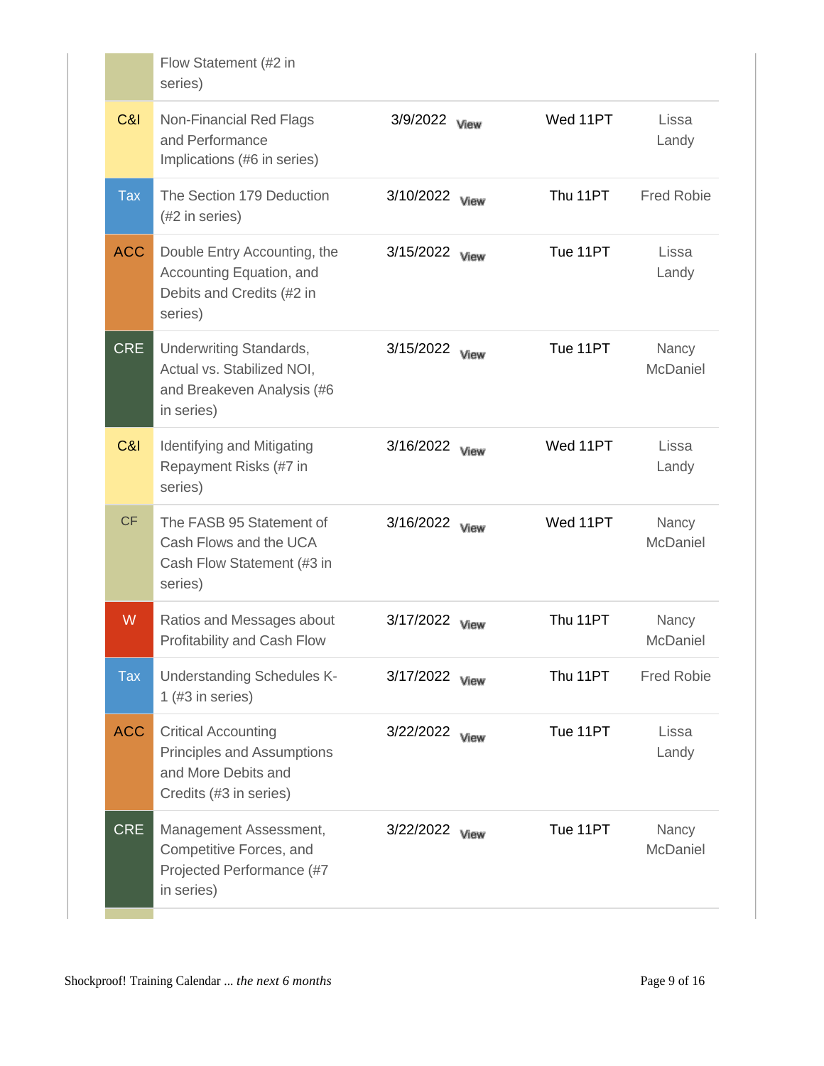| | | | | | | |
|---|---|---|---|---|---|---|
| | Flow Statement (#2 in series) | | | | | |
| C&I | Non-Financial Red Flags and Performance Implications (#6 in series) | 3/9/2022 | View | Wed 11PT | Lissa Landy |
| Tax | The Section 179 Deduction (#2 in series) | 3/10/2022 | View | Thu 11PT | Fred Robie |
| ACC | Double Entry Accounting, the Accounting Equation, and Debits and Credits (#2 in series) | 3/15/2022 | View | Tue 11PT | Lissa Landy |
| CRE | Underwriting Standards, Actual vs. Stabilized NOI, and Breakeven Analysis (#6 in series) | 3/15/2022 | View | Tue 11PT | Nancy McDaniel |
| C&I | Identifying and Mitigating Repayment Risks (#7 in series) | 3/16/2022 | View | Wed 11PT | Lissa Landy |
| CF | The FASB 95 Statement of Cash Flows and the UCA Cash Flow Statement (#3 in series) | 3/16/2022 | View | Wed 11PT | Nancy McDaniel |
| W | Ratios and Messages about Profitability and Cash Flow | 3/17/2022 | View | Thu 11PT | Nancy McDaniel |
| Tax | Understanding Schedules K-1 (#3 in series) | 3/17/2022 | View | Thu 11PT | Fred Robie |
| ACC | Critical Accounting Principles and Assumptions and More Debits and Credits (#3 in series) | 3/22/2022 | View | Tue 11PT | Lissa Landy |
| CRE | Management Assessment, Competitive Forces, and Projected Performance (#7 in series) | 3/22/2022 | View | Tue 11PT | Nancy McDaniel |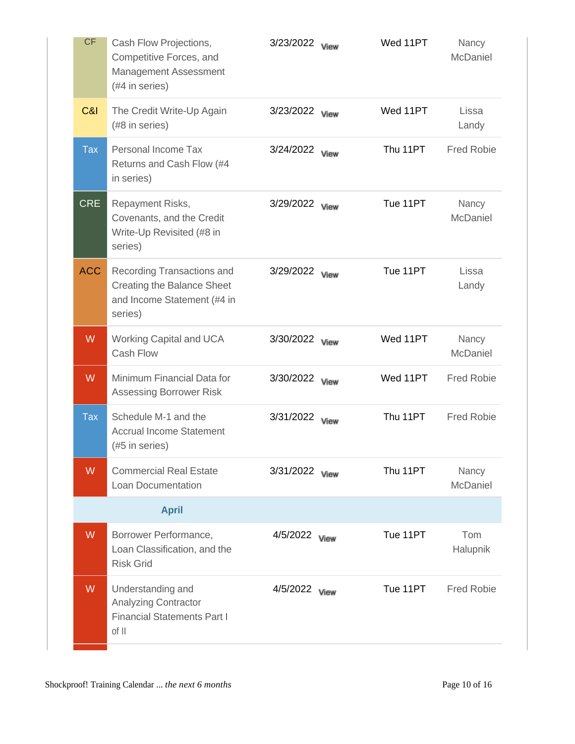| | | | | | |
|---|---|---|---|---|---|
| CF | Cash Flow Projections, Competitive Forces, and Management Assessment (#4 in series) | 3/23/2022 | View | Wed 11PT | Nancy McDaniel |
| C&I | The Credit Write-Up Again (#8 in series) | 3/23/2022 | View | Wed 11PT | Lissa Landy |
| Tax | Personal Income Tax Returns and Cash Flow (#4 in series) | 3/24/2022 | View | Thu 11PT | Fred Robie |
| CRE | Repayment Risks, Covenants, and the Credit Write-Up Revisited (#8 in series) | 3/29/2022 | View | Tue 11PT | Nancy McDaniel |
| ACC | Recording Transactions and Creating the Balance Sheet and Income Statement (#4 in series) | 3/29/2022 | View | Tue 11PT | Lissa Landy |
| W | Working Capital and UCA Cash Flow | 3/30/2022 | View | Wed 11PT | Nancy McDaniel |
| W | Minimum Financial Data for Assessing Borrower Risk | 3/30/2022 | View | Wed 11PT | Fred Robie |
| Tax | Schedule M-1 and the Accrual Income Statement (#5 in series) | 3/31/2022 | View | Thu 11PT | Fred Robie |
| W | Commercial Real Estate Loan Documentation | 3/31/2022 | View | Thu 11PT | Nancy McDaniel |
| | **April** | | | | |
| W | Borrower Performance, Loan Classification, and the Risk Grid | 4/5/2022 | View | Tue 11PT | Tom Halupnik |
| W | Understanding and Analyzing Contractor Financial Statements Part I of II | 4/5/2022 | View | Tue 11PT | Fred Robie |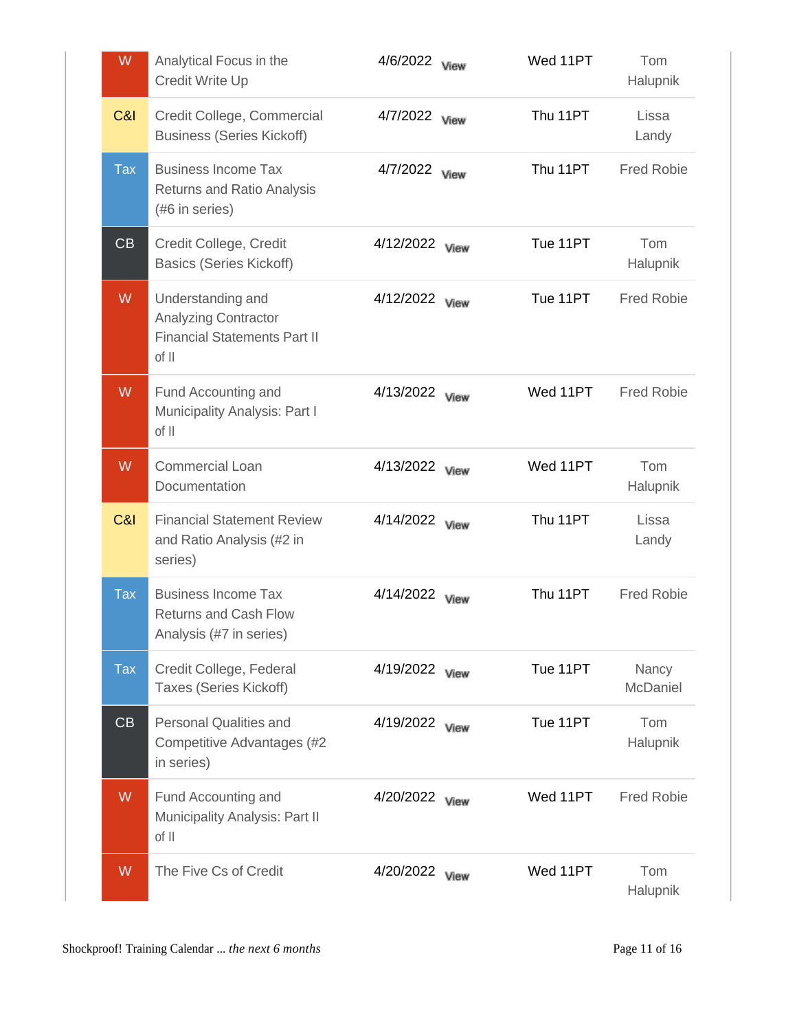| | | | | | |
|---|---|---|---|---|---|
| W | Analytical Focus in the Credit Write Up | 4/6/2022 | View | Wed 11PT | Tom Halupnik |
| C&I | Credit College, Commercial Business (Series Kickoff) | 4/7/2022 | View | Thu 11PT | Lissa Landy |
| Tax | Business Income Tax Returns and Ratio Analysis (#6 in series) | 4/7/2022 | View | Thu 11PT | Fred Robie |
| CB | Credit College, Credit Basics (Series Kickoff) | 4/12/2022 | View | Tue 11PT | Tom Halupnik |
| W | Understanding and Analyzing Contractor Financial Statements Part II of II | 4/12/2022 | View | Tue 11PT | Fred Robie |
| W | Fund Accounting and Municipality Analysis: Part I of II | 4/13/2022 | View | Wed 11PT | Fred Robie |
| W | Commercial Loan Documentation | 4/13/2022 | View | Wed 11PT | Tom Halupnik |
| C&I | Financial Statement Review and Ratio Analysis (#2 in series) | 4/14/2022 | View | Thu 11PT | Lissa Landy |
| Tax | Business Income Tax Returns and Cash Flow Analysis (#7 in series) | 4/14/2022 | View | Thu 11PT | Fred Robie |
| Tax | Credit College, Federal Taxes (Series Kickoff) | 4/19/2022 | View | Tue 11PT | Nancy McDaniel |
| CB | Personal Qualities and Competitive Advantages (#2 in series) | 4/19/2022 | View | Tue 11PT | Tom Halupnik |
| W | Fund Accounting and Municipality Analysis: Part II of II | 4/20/2022 | View | Wed 11PT | Fred Robie |
| W | The Five Cs of Credit | 4/20/2022 | View | Wed 11PT | Tom Halupnik |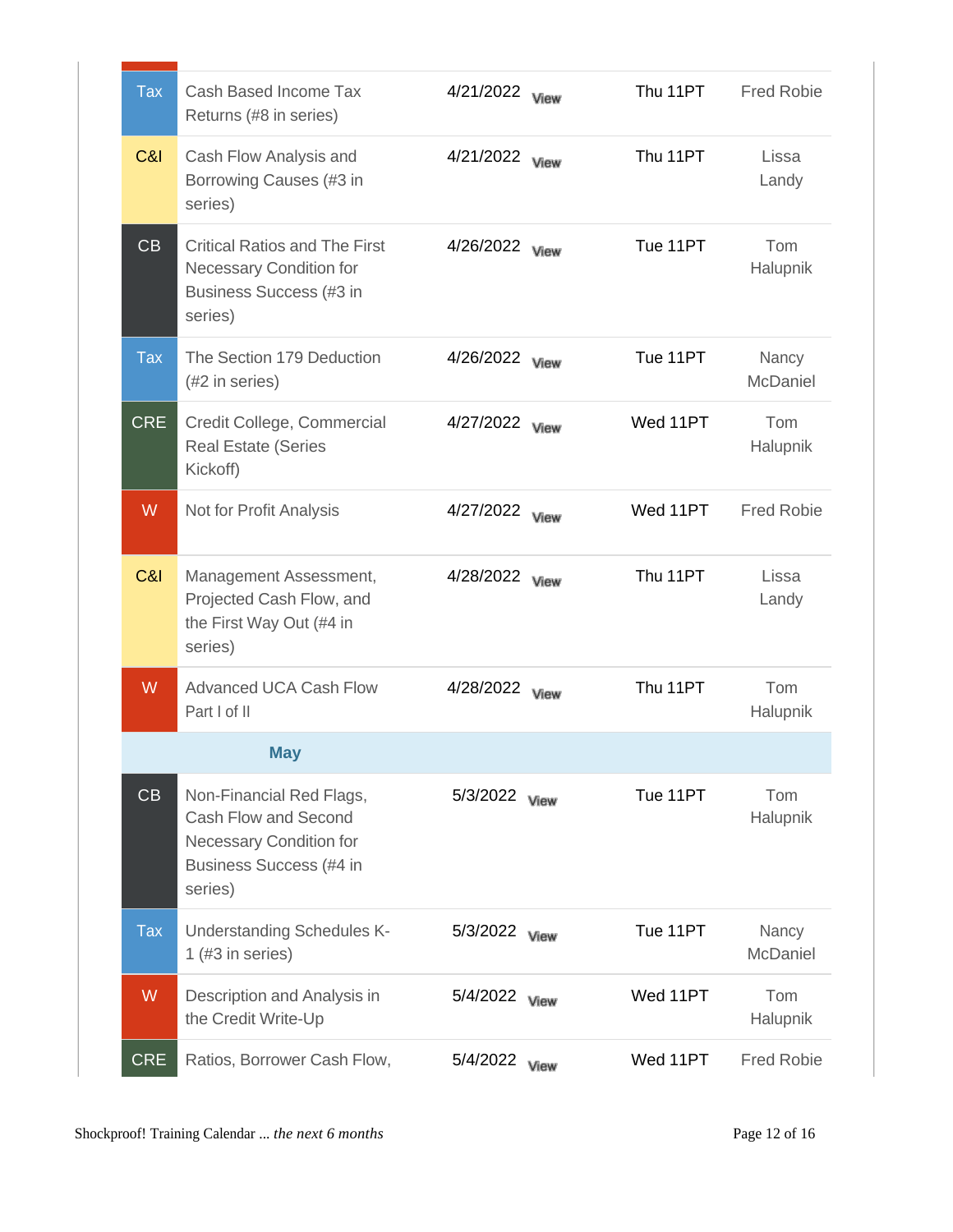| | | | | | |
|---|---|---|---|---|---|
| Tax | Cash Based Income Tax Returns (#8 in series) | 4/21/2022 | View | Thu 11PT | Fred Robie |
| C&I | Cash Flow Analysis and Borrowing Causes (#3 in series) | 4/21/2022 | View | Thu 11PT | Lissa Landy |
| CB | Critical Ratios and The First Necessary Condition for Business Success (#3 in series) | 4/26/2022 | View | Tue 11PT | Tom Halupnik |
| Tax | The Section 179 Deduction (#2 in series) | 4/26/2022 | View | Tue 11PT | Nancy McDaniel |
| CRE | Credit College, Commercial Real Estate (Series Kickoff) | 4/27/2022 | View | Wed 11PT | Tom Halupnik |
| W | Not for Profit Analysis | 4/27/2022 | View | Wed 11PT | Fred Robie |
| C&I | Management Assessment, Projected Cash Flow, and the First Way Out (#4 in series) | 4/28/2022 | View | Thu 11PT | Lissa Landy |
| W | Advanced UCA Cash Flow Part I of II | 4/28/2022 | View | Thu 11PT | Tom Halupnik |
| | **May** | | | | |
| CB | Non-Financial Red Flags, Cash Flow and Second Necessary Condition for Business Success (#4 in series) | 5/3/2022 | View | Tue 11PT | Tom Halupnik |
| Tax | Understanding Schedules K-1 (#3 in series) | 5/3/2022 | View | Tue 11PT | Nancy McDaniel |
| W | Description and Analysis in the Credit Write-Up | 5/4/2022 | View | Wed 11PT | Tom Halupnik |
| CRE | Ratios, Borrower Cash Flow, | 5/4/2022 | View | Wed 11PT | Fred Robie |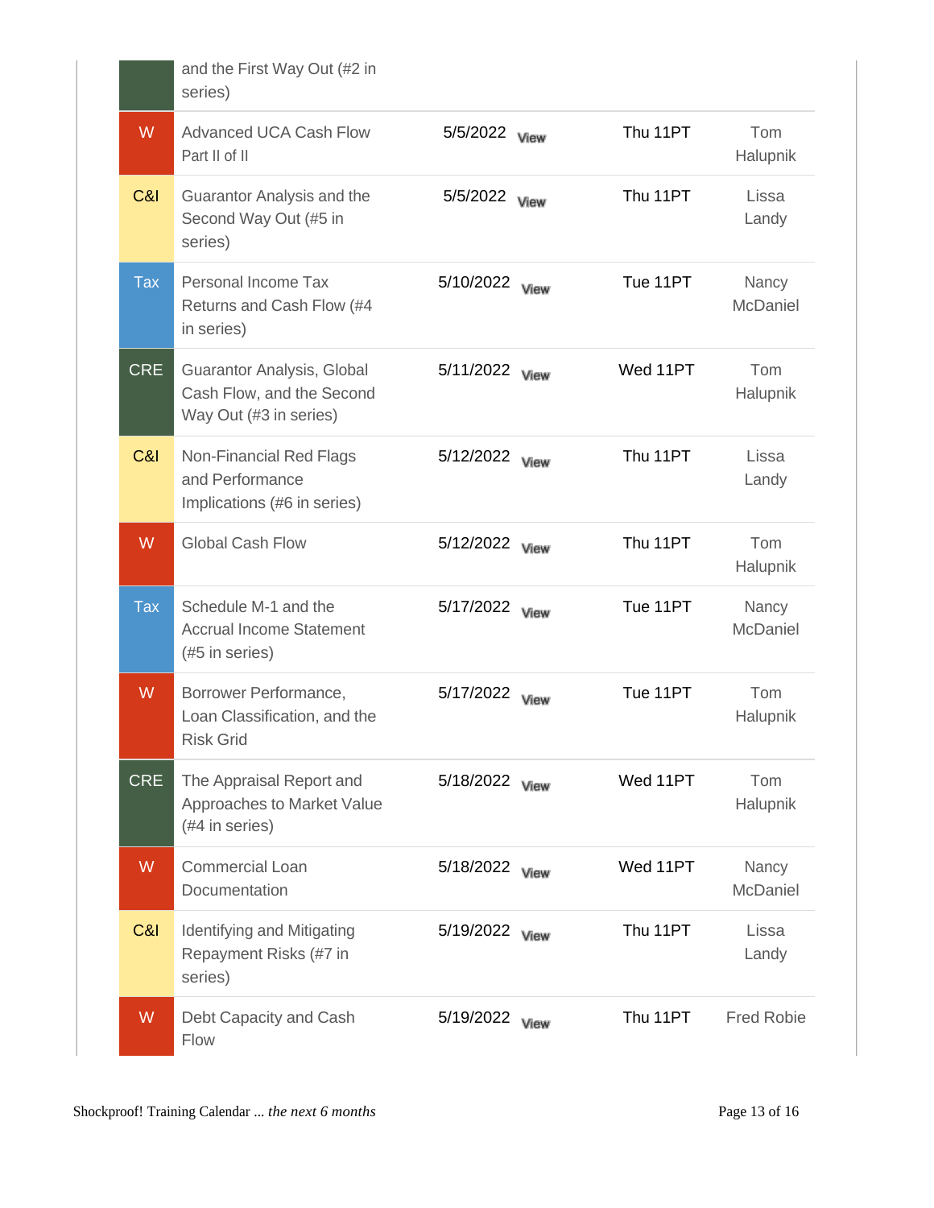| | | | | | |
|---|---|---|---|---|---|
| | and the First Way Out (#2 in series) | | | | |
| W | Advanced UCA Cash Flow Part II of II | 5/5/2022 | View | Thu 11PT | Tom Halupnik |
| C&I | Guarantor Analysis and the Second Way Out (#5 in series) | 5/5/2022 | View | Thu 11PT | Lissa Landy |
| Tax | Personal Income Tax Returns and Cash Flow (#4 in series) | 5/10/2022 | View | Tue 11PT | Nancy McDaniel |
| CRE | Guarantor Analysis, Global Cash Flow, and the Second Way Out (#3 in series) | 5/11/2022 | View | Wed 11PT | Tom Halupnik |
| C&I | Non-Financial Red Flags and Performance Implications (#6 in series) | 5/12/2022 | View | Thu 11PT | Lissa Landy |
| W | Global Cash Flow | 5/12/2022 | View | Thu 11PT | Tom Halupnik |
| Tax | Schedule M-1 and the Accrual Income Statement (#5 in series) | 5/17/2022 | View | Tue 11PT | Nancy McDaniel |
| W | Borrower Performance, Loan Classification, and the Risk Grid | 5/17/2022 | View | Tue 11PT | Tom Halupnik |
| CRE | The Appraisal Report and Approaches to Market Value (#4 in series) | 5/18/2022 | View | Wed 11PT | Tom Halupnik |
| W | Commercial Loan Documentation | 5/18/2022 | View | Wed 11PT | Nancy McDaniel |
| C&I | Identifying and Mitigating Repayment Risks (#7 in series) | 5/19/2022 | View | Thu 11PT | Lissa Landy |
| W | Debt Capacity and Cash Flow | 5/19/2022 | View | Thu 11PT | Fred Robie |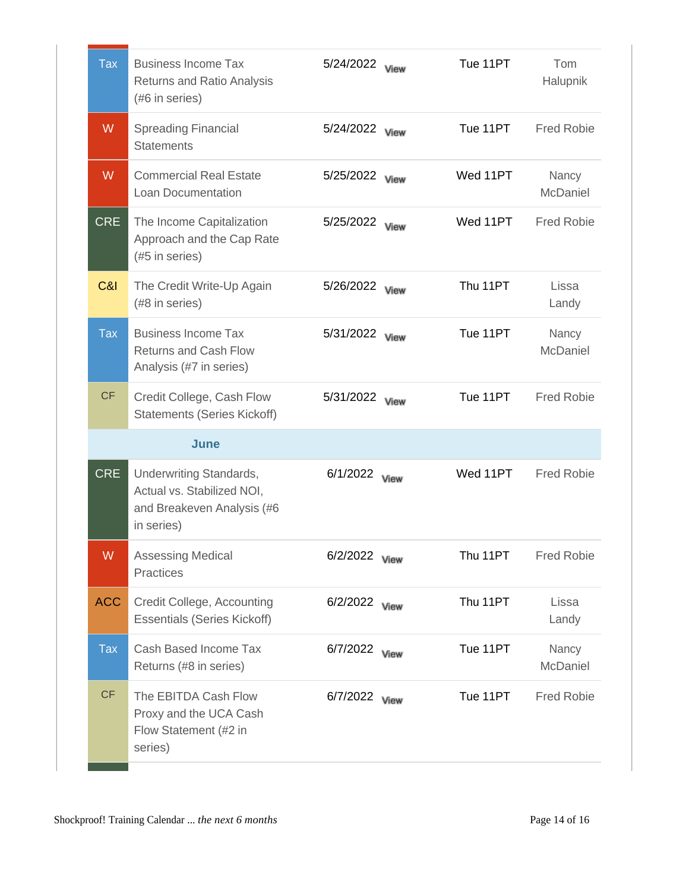| | | | | | |
|---|---|---|---|---|---|
| Tax | Business Income Tax Returns and Ratio Analysis (#6 in series) | 5/24/2022 | View | Tue 11PT | Tom Halupnik |
| W | Spreading Financial Statements | 5/24/2022 | View | Tue 11PT | Fred Robie |
| W | Commercial Real Estate Loan Documentation | 5/25/2022 | View | Wed 11PT | Nancy McDaniel |
| CRE | The Income Capitalization Approach and the Cap Rate (#5 in series) | 5/25/2022 | View | Wed 11PT | Fred Robie |
| C&I | The Credit Write-Up Again (#8 in series) | 5/26/2022 | View | Thu 11PT | Lissa Landy |
| Tax | Business Income Tax Returns and Cash Flow Analysis (#7 in series) | 5/31/2022 | View | Tue 11PT | Nancy McDaniel |
| CF | Credit College, Cash Flow Statements (Series Kickoff) | 5/31/2022 | View | Tue 11PT | Fred Robie |
| | **June** | | | | |
| CRE | Underwriting Standards, Actual vs. Stabilized NOI, and Breakeven Analysis (#6 in series) | 6/1/2022 | View | Wed 11PT | Fred Robie |
| W | Assessing Medical Practices | 6/2/2022 | View | Thu 11PT | Fred Robie |
| ACC | Credit College, Accounting Essentials (Series Kickoff) | 6/2/2022 | View | Thu 11PT | Lissa Landy |
| Tax | Cash Based Income Tax Returns (#8 in series) | 6/7/2022 | View | Tue 11PT | Nancy McDaniel |
| CF | The EBITDA Cash Flow Proxy and the UCA Cash Flow Statement (#2 in series) | 6/7/2022 | View | Tue 11PT | Fred Robie |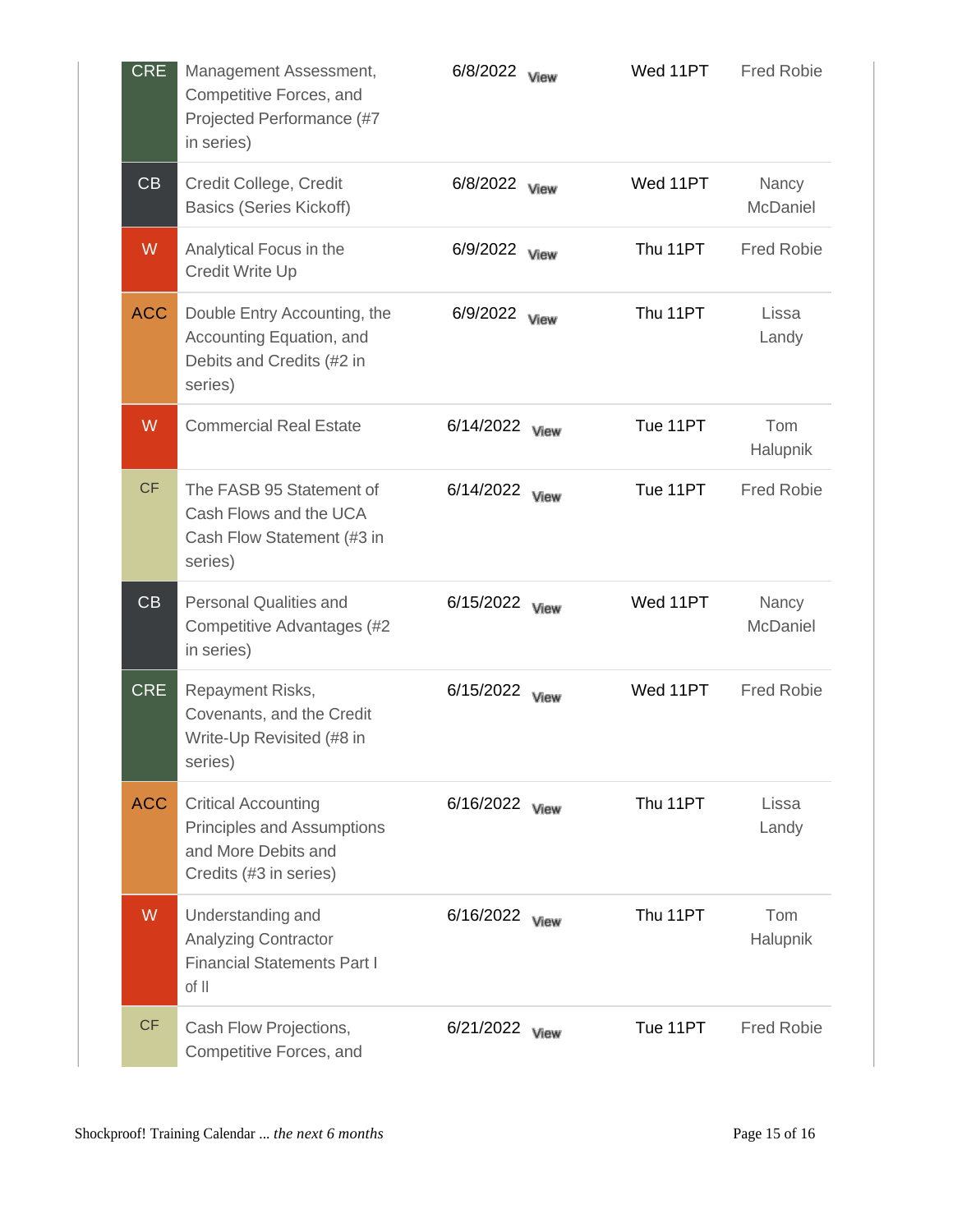| | | | | | |
|---|---|---|---|---|---|
| CRE | Management Assessment, Competitive Forces, and Projected Performance (#7 in series) | 6/8/2022 | View | Wed 11PT | Fred Robie |
| CB | Credit College, Credit Basics (Series Kickoff) | 6/8/2022 | View | Wed 11PT | Nancy McDaniel |
| W | Analytical Focus in the Credit Write Up | 6/9/2022 | View | Thu 11PT | Fred Robie |
| ACC | Double Entry Accounting, the Accounting Equation, and Debits and Credits (#2 in series) | 6/9/2022 | View | Thu 11PT | Lissa Landy |
| W | Commercial Real Estate | 6/14/2022 | View | Tue 11PT | Tom Halupnik |
| CF | The FASB 95 Statement of Cash Flows and the UCA Cash Flow Statement (#3 in series) | 6/14/2022 | View | Tue 11PT | Fred Robie |
| CB | Personal Qualities and Competitive Advantages (#2 in series) | 6/15/2022 | View | Wed 11PT | Nancy McDaniel |
| CRE | Repayment Risks, Covenants, and the Credit Write-Up Revisited (#8 in series) | 6/15/2022 | View | Wed 11PT | Fred Robie |
| ACC | Critical Accounting Principles and Assumptions and More Debits and Credits (#3 in series) | 6/16/2022 | View | Thu 11PT | Lissa Landy |
| W | Understanding and Analyzing Contractor Financial Statements Part I of II | 6/16/2022 | View | Thu 11PT | Tom Halupnik |
| CF | Cash Flow Projections, Competitive Forces, and | 6/21/2022 | View | Tue 11PT | Fred Robie |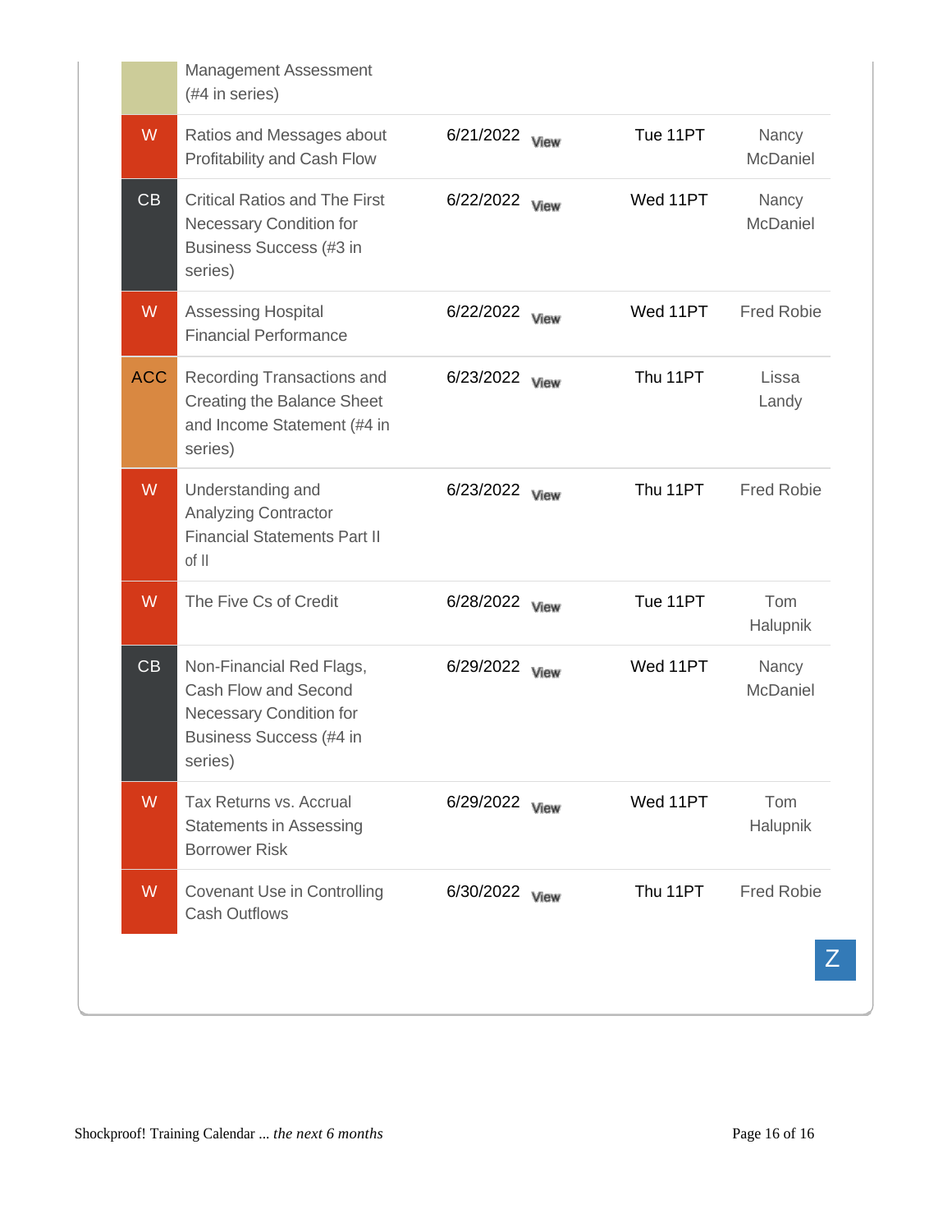| | | | | | |
|---|---|---|---|---|---|
| | Management Assessment (#4 in series) | | | | |
| W | Ratios and Messages about Profitability and Cash Flow | 6/21/2022 | View | Tue 11PT | Nancy McDaniel |
| CB | Critical Ratios and The First Necessary Condition for Business Success (#3 in series) | 6/22/2022 | View | Wed 11PT | Nancy McDaniel |
| W | Assessing Hospital Financial Performance | 6/22/2022 | View | Wed 11PT | Fred Robie |
| ACC | Recording Transactions and Creating the Balance Sheet and Income Statement (#4 in series) | 6/23/2022 | View | Thu 11PT | Lissa Landy |
| W | Understanding and Analyzing Contractor Financial Statements Part II of II | 6/23/2022 | View | Thu 11PT | Fred Robie |
| W | The Five Cs of Credit | 6/28/2022 | View | Tue 11PT | Tom Halupnik |
| CB | Non-Financial Red Flags, Cash Flow and Second Necessary Condition for Business Success (#4 in series) | 6/29/2022 | View | Wed 11PT | Nancy McDaniel |
| W | Tax Returns vs. Accrual Statements in Assessing Borrower Risk | 6/29/2022 | View | Wed 11PT | Tom Halupnik |
| W | Covenant Use in Controlling Cash Outflows | 6/30/2022 | View | Thu 11PT | Fred Robie |

Z